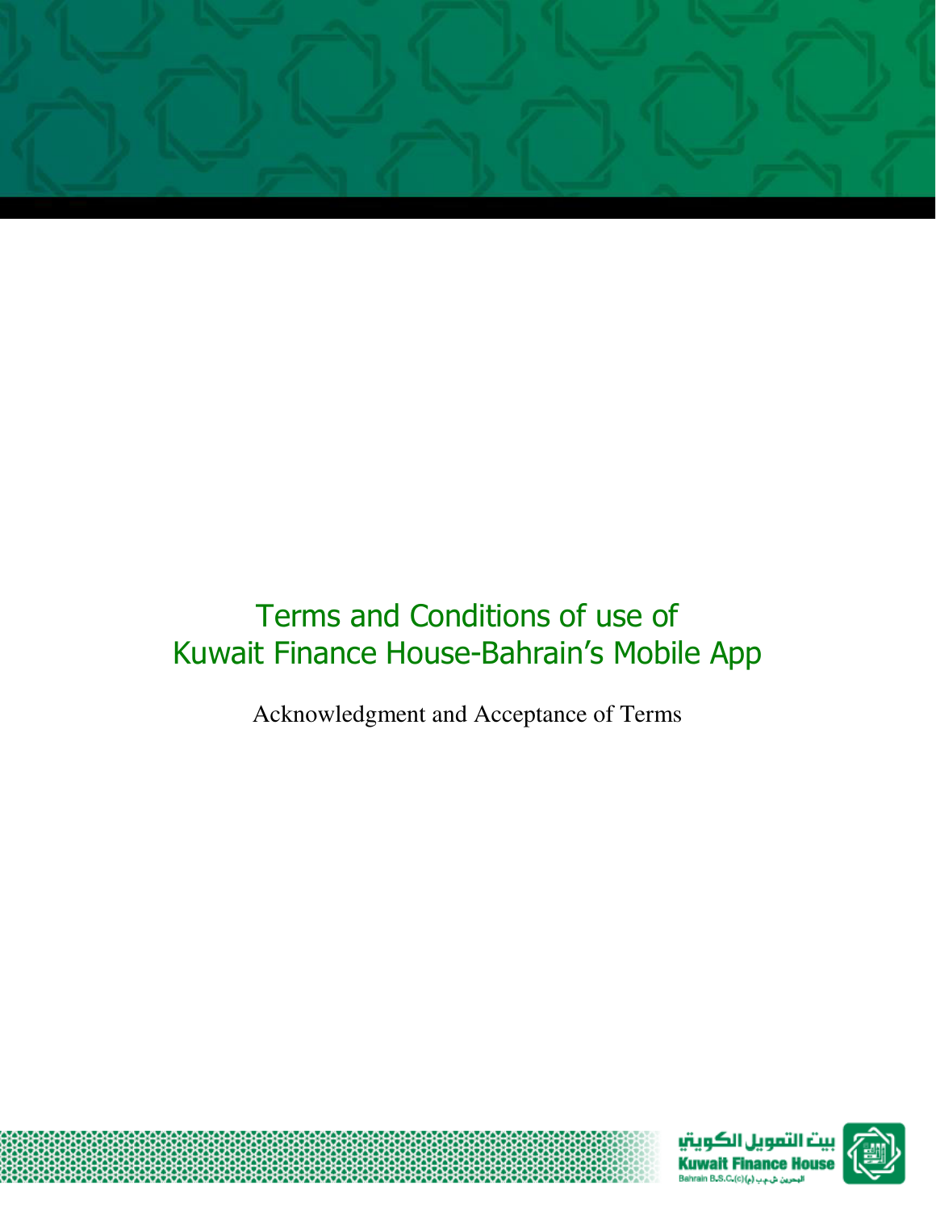# Terms and Conditions of use of Kuwait Finance House-Bahrain's Mobile App

Acknowledgment and Acceptance of Terms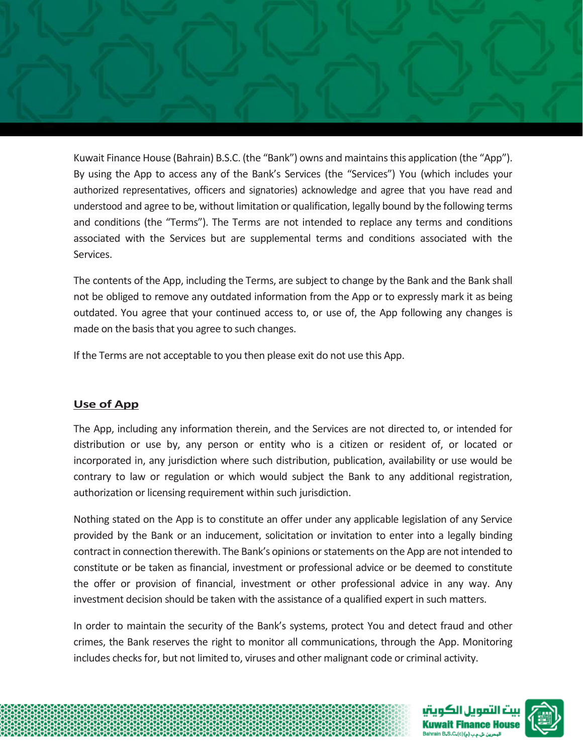Kuwait Finance House (Bahrain) B.S.C. (the "Bank") owns and maintains this application (the "App"). By using the App to access any of the Bank's Services (the "Services") You (which includes your authorized representatives, officers and signatories) acknowledge and agree that you have read and understood and agree to be, without limitation or qualification, legally bound by the following terms and conditions (the "Terms"). The Terms are not intended to replace any terms and conditions associated with the Services but are supplemental terms and conditions associated with the Services.

The contents of the App, including the Terms, are subject to change by the Bank and the Bank shall not be obliged to remove any outdated information from the App or to expressly mark it as being outdated. You agree that your continued access to, or use of, the App following any changes is made on the basis that you agree to such changes.

If the Terms are not acceptable to you then please exit do not use this App.

## Use of App

The App, including any information therein, and the Services are not directed to, or intended for distribution or use by, any person or entity who is a citizen or resident of, or located or incorporated in, any jurisdiction where such distribution, publication, availability or use would be contrary to law or regulation or which would subject the Bank to any additional registration, authorization or licensing requirement within such jurisdiction.

Nothing stated on the App is to constitute an offer under any applicable legislation of any Service provided by the Bank or an inducement, solicitation or invitation to enter into a legally binding contract in connection therewith. The Bank's opinions or statements on the App are not intended to constitute or be taken as financial, investment or professional advice or be deemed to constitute the offer or provision of financial, investment or other professional advice in any way. Any investment decision should be taken with the assistance of a qualified expert in such matters.

In order to maintain the security of the Bank's systems, protect You and detect fraud and other crimes, the Bank reserves the right to monitor all communications, through the App. Monitoring includes checks for, but not limited to, viruses and other malignant code or criminal activity.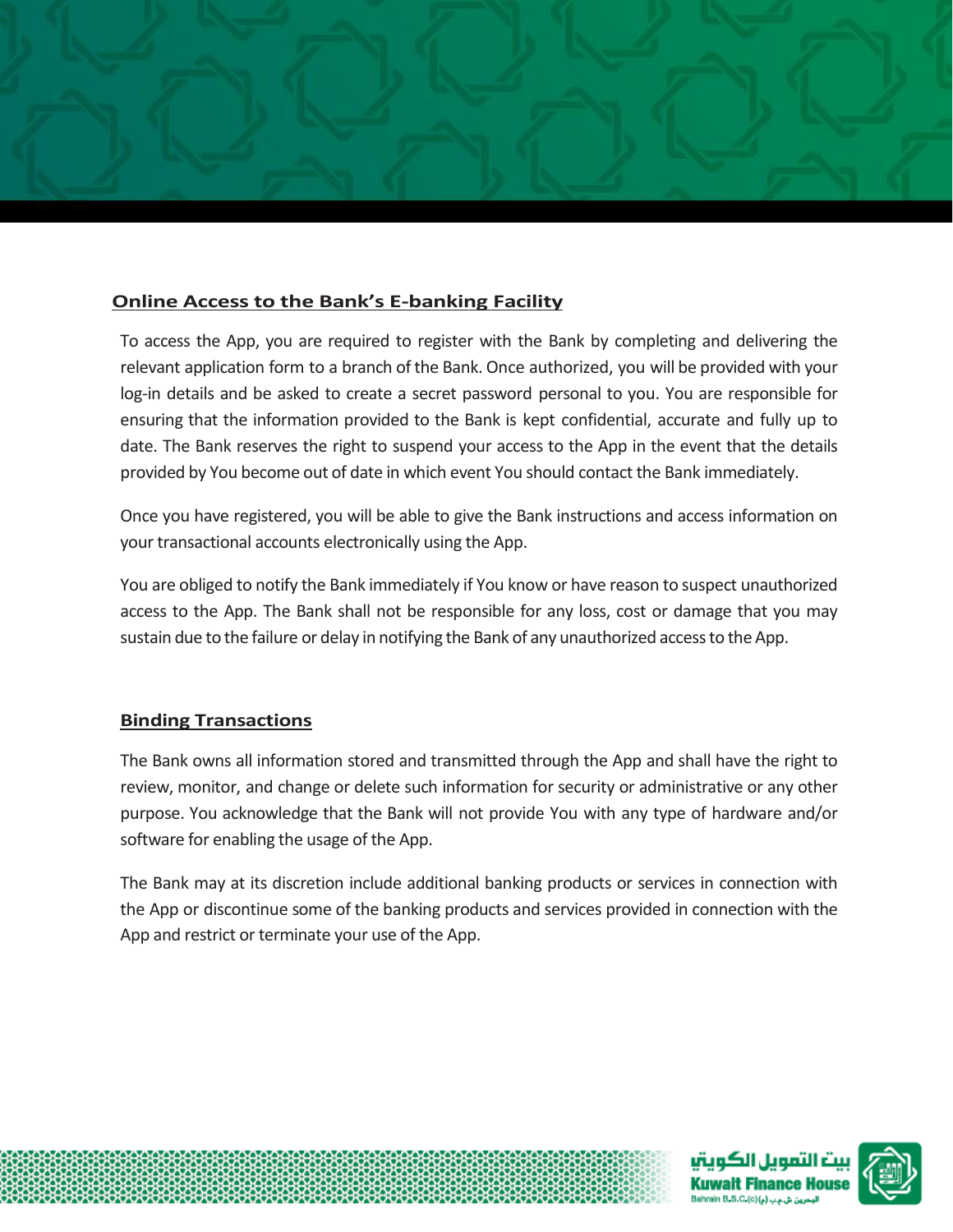## Online Access to the Bank's E-banking Facility

To access the App, you are required to register with the Bank by completing and delivering the relevant application form to a branch of the Bank. Once authorized, you will be provided with your log-in details and be asked to create a secret password personal to you. You are responsible for ensuring that the information provided to the Bank is kept confidential, accurate and fully up to date. The Bank reserves the right to suspend your access to the App in the event that the details provided by You become out of date in which event You should contact the Bank immediately.

Once you have registered, you will be able to give the Bank instructions and access information on your transactional accounts electronically using the App.

You are obliged to notify the Bank immediately if You know or have reason to suspect unauthorized access to the App. The Bank shall not be responsible for any loss, cost or damage that you may sustain due to the failure or delay in notifying the Bank of any unauthorized access to the App.

## Binding Transactions

The Bank owns all information stored and transmitted through the App and shall have the right to review, monitor, and change or delete such information for security or administrative or any other purpose. You acknowledge that the Bank will not provide You with any type of hardware and/or software for enabling the usage of the App.

The Bank may at its discretion include additional banking products or services in connection with the App or discontinue some of the banking products and services provided in connection with the App and restrict or terminate your use of the App.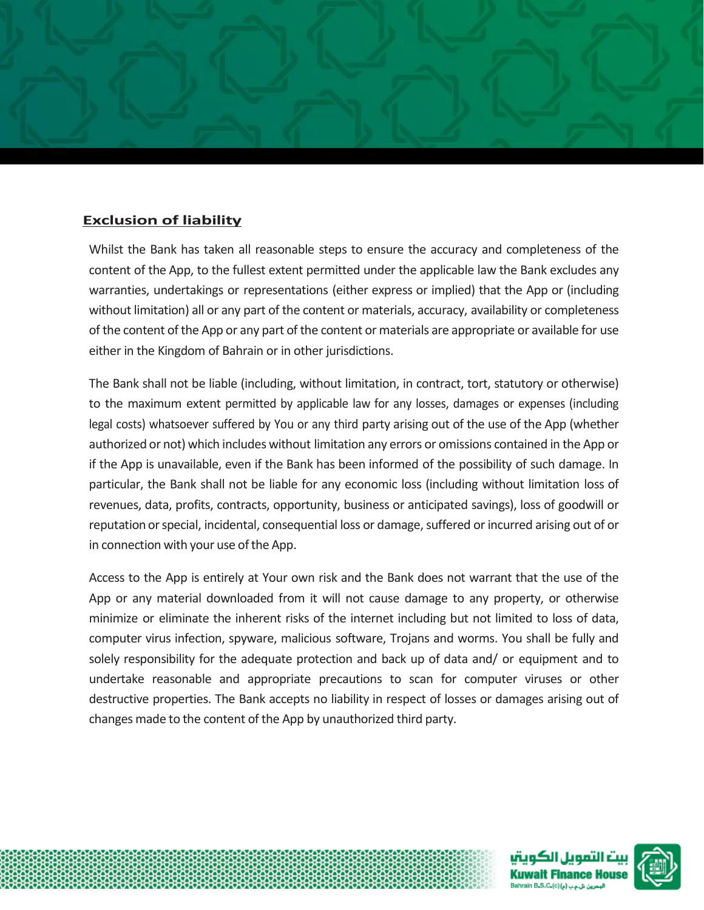## Exclusion of liability

Whilst the Bank has taken all reasonable steps to ensure the accuracy and completeness of the content of the App, to the fullest extent permitted under the applicable law the Bank excludes any warranties, undertakings or representations (either express or implied) that the App or (including without limitation) all or any part of the content or materials, accuracy, availability or completeness of the content of the App or any part of the content or materials are appropriate or available for use either in the Kingdom of Bahrain or in other jurisdictions.

The Bank shall not be liable (including, without limitation, in contract, tort, statutory or otherwise) to the maximum extent permitted by applicable law for any losses, damages or expenses (including legal costs) whatsoever suffered by You or any third party arising out of the use of the App (whether authorized or not) which includes without limitation any errors or omissions contained in the App or if the App is unavailable, even if the Bank has been informed of the possibility of such damage. In particular, the Bank shall not be liable for any economic loss (including without limitation loss of revenues, data, profits, contracts, opportunity, business or anticipated savings), loss of goodwill or reputation or special, incidental, consequential loss or damage, suffered or incurred arising out of or in connection with your use of the App.

Access to the App is entirely at Your own risk and the Bank does not warrant that the use of the App or any material downloaded from it will not cause damage to any property, or otherwise minimize or eliminate the inherent risks of the internet including but not limited to loss of data, computer virus infection, spyware, malicious software, Trojans and worms. You shall be fully and solely responsibility for the adequate protection and back up of data and/ or equipment and to undertake reasonable and appropriate precautions to scan for computer viruses or other destructive properties. The Bank accepts no liability in respect of losses or damages arising out of changes made to the content of the App by unauthorized third party.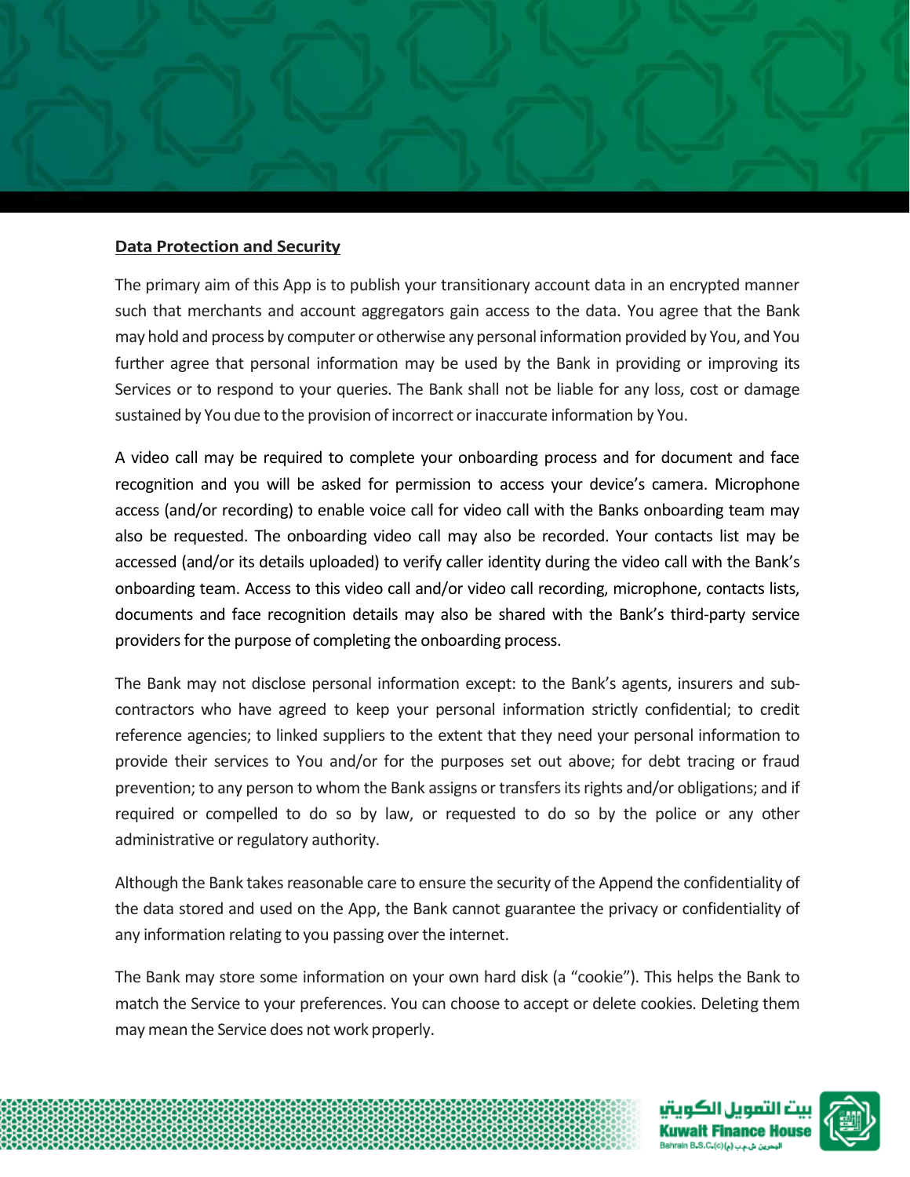**Data Protection and Security**

The primary aim of this App is to publish your transitionary account data in an encrypted manner such that merchants and account aggregators gain access to the data. You agree that the Bank may hold and process by computer or otherwise any personal information provided by You, and You further agree that personal information may be used by the Bank in providing or improving its Services or to respond to your queries. The Bank shall not be liable for any loss, cost or damage sustained by You due to the provision of incorrect or inaccurate information by You.

A video call may be required to complete your onboarding process and for document and face recognition and you will be asked for permission to access your device's camera. Microphone access (and/or recording) to enable voice call for video call with the Banks onboarding team may also be requested. The onboarding video call may also be recorded. Your contacts list may be accessed (and/or its details uploaded) to verify caller identity during the video call with the Bank's onboarding team. Access to this video call and/or video call recording, microphone, contacts lists, documents and face recognition details may also be shared with the Bank's third-party service providers for the purpose of completing the onboarding process.

The Bank may not disclose personal information except: to the Bank's agents, insurers and sub-contractors who have agreed to keep your personal information strictly confidential; to credit reference agencies; to linked suppliers to the extent that they need your personal information to provide their services to You and/or for the purposes set out above; for debt tracing or fraud prevention; to any person to whom the Bank assigns or transfers its rights and/or obligations; and if required or compelled to do so by law, or requested to do so by the police or any other administrative or regulatory authority.

Although the Bank takes reasonable care to ensure the security of the Append the confidentiality of the data stored and used on the App, the Bank cannot guarantee the privacy or confidentiality of any information relating to you passing over the internet.

The Bank may store some information on your own hard disk (a "cookie"). This helps the Bank to match the Service to your preferences. You can choose to accept or delete cookies. Deleting them may mean the Service does not work properly.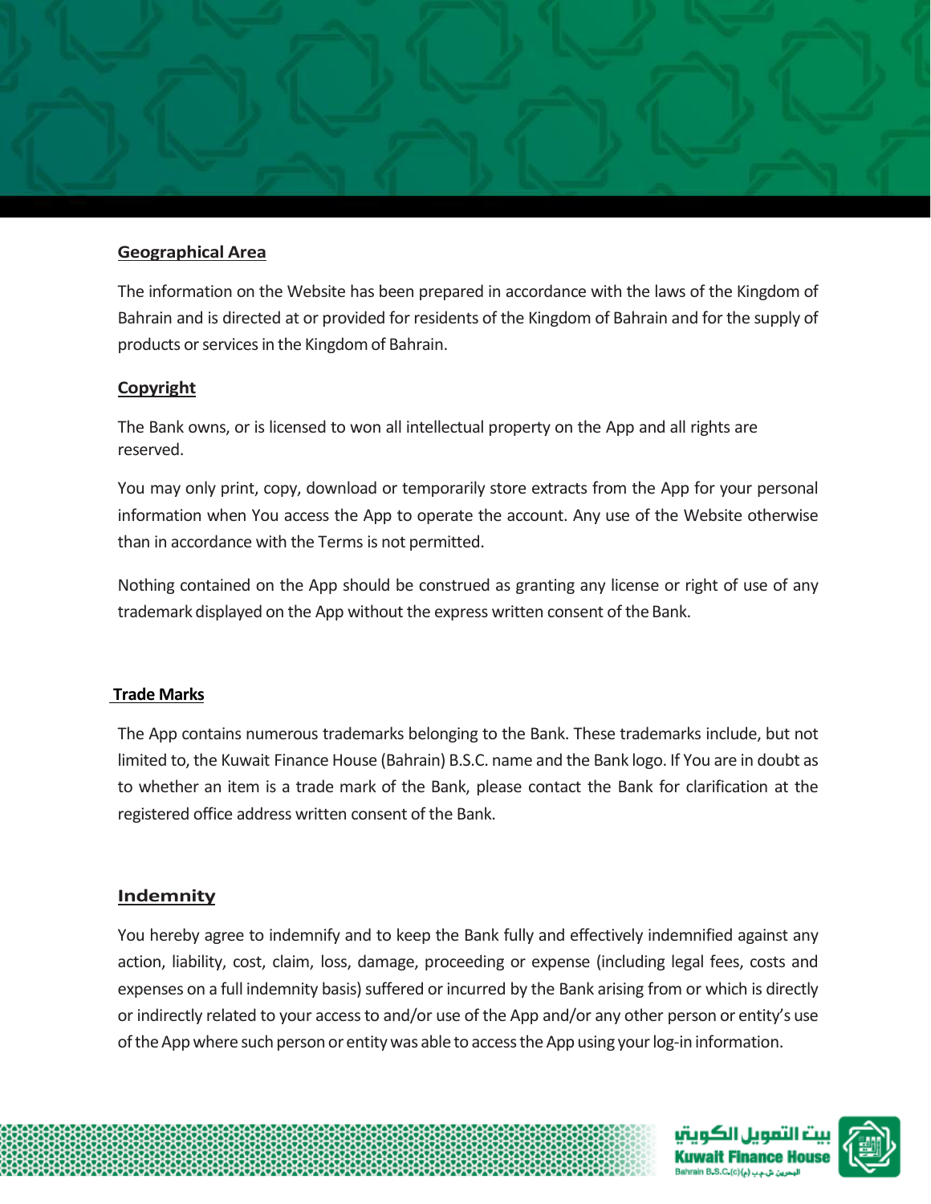## Geographical Area

The information on the Website has been prepared in accordance with the laws of the Kingdom of Bahrain and is directed at or provided for residents of the Kingdom of Bahrain and for the supply of products or services in the Kingdom of Bahrain.

## Copyright

The Bank owns, or is licensed to won all intellectual property on the App and all rights are reserved.

You may only print, copy, download or temporarily store extracts from the App for your personal information when You access the App to operate the account. Any use of the Website otherwise than in accordance with the Terms is not permitted.

Nothing contained on the App should be construed as granting any license or right of use of any trademark displayed on the App without the express written consent of the Bank.

## Trade Marks

The App contains numerous trademarks belonging to the Bank. These trademarks include, but not limited to, the Kuwait Finance House (Bahrain) B.S.C. name and the Bank logo. If You are in doubt as to whether an item is a trade mark of the Bank, please contact the Bank for clarification at the registered office address written consent of the Bank.

## Indemnity

You hereby agree to indemnify and to keep the Bank fully and effectively indemnified against any action, liability, cost, claim, loss, damage, proceeding or expense (including legal fees, costs and expenses on a full indemnity basis) suffered or incurred by the Bank arising from or which is directly or indirectly related to your access to and/or use of the App and/or any other person or entity's use of the App where such person or entity was able to access the App using your log-in information.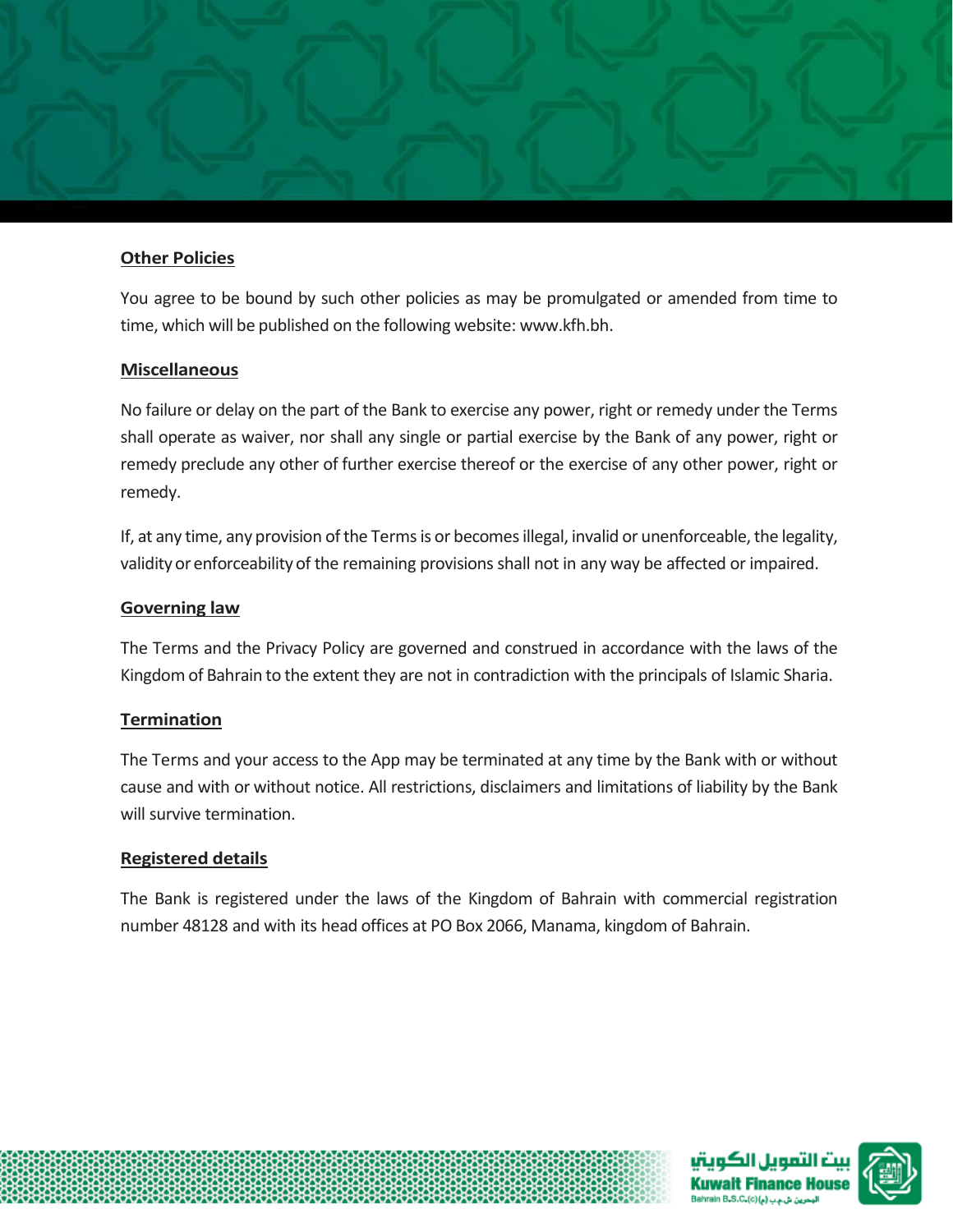## Other Policies

You agree to be bound by such other policies as may be promulgated or amended from time to time, which will be published on the following website: www.kfh.bh.

## Miscellaneous

No failure or delay on the part of the Bank to exercise any power, right or remedy under the Terms shall operate as waiver, nor shall any single or partial exercise by the Bank of any power, right or remedy preclude any other of further exercise thereof or the exercise of any other power, right or remedy.

If, at any time, any provision of the Terms is or becomes illegal, invalid or unenforceable, the legality, validity or enforceability of the remaining provisions shall not in any way be affected or impaired.

## Governing law

The Terms and the Privacy Policy are governed and construed in accordance with the laws of the Kingdom of Bahrain to the extent they are not in contradiction with the principals of Islamic Sharia.

## Termination

The Terms and your access to the App may be terminated at any time by the Bank with or without cause and with or without notice. All restrictions, disclaimers and limitations of liability by the Bank will survive termination.

## Registered details

The Bank is registered under the laws of the Kingdom of Bahrain with commercial registration number 48128 and with its head offices at PO Box 2066, Manama, kingdom of Bahrain.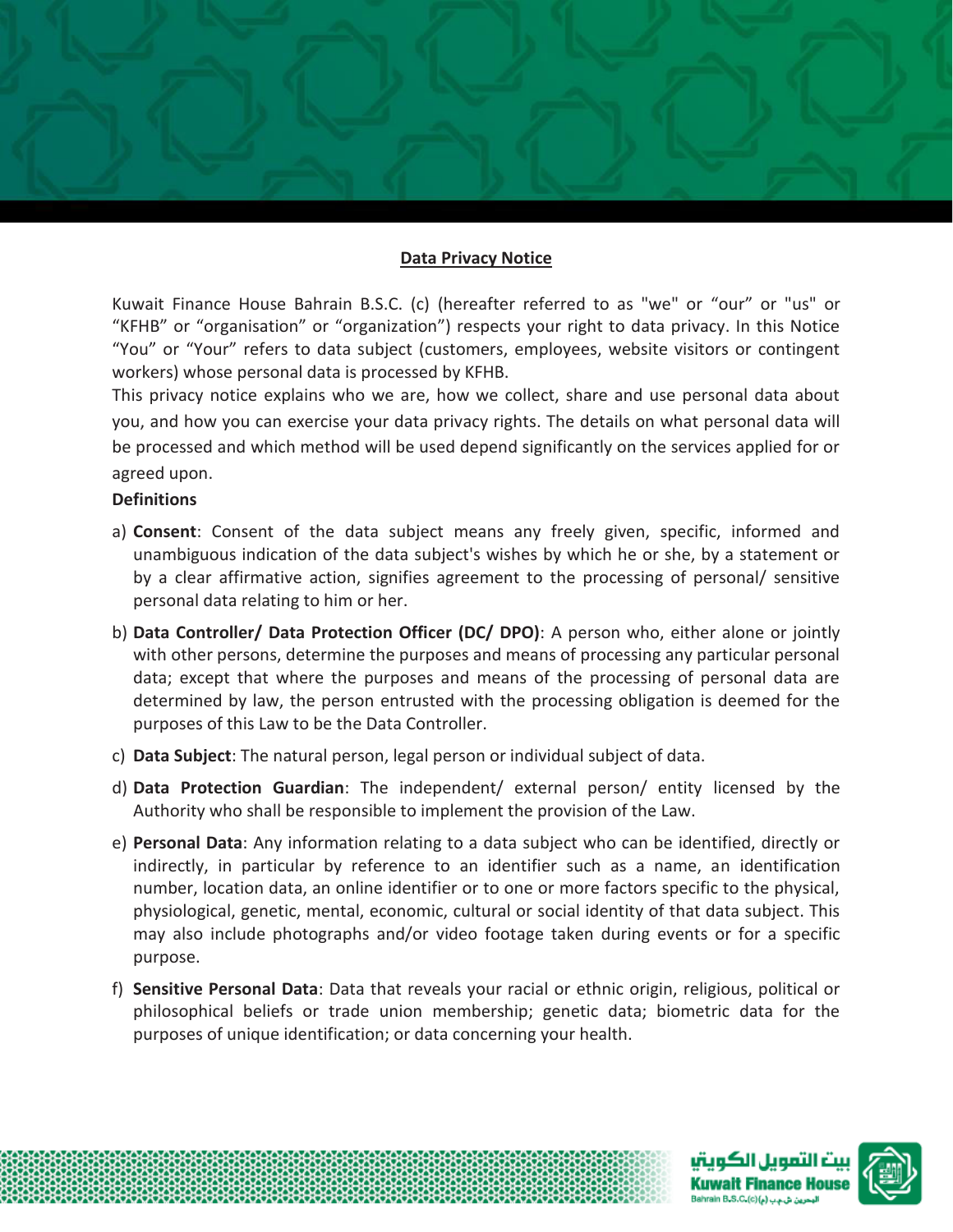## Data Privacy Notice

Kuwait Finance House Bahrain B.S.C. (c) (hereafter referred to as "we" or "our" or "us" or "KFHB" or "organisation" or "organization") respects your right to data privacy. In this Notice "You" or "Your" refers to data subject (customers, employees, website visitors or contingent workers) whose personal data is processed by KFHB.

This privacy notice explains who we are, how we collect, share and use personal data about you, and how you can exercise your data privacy rights. The details on what personal data will be processed and which method will be used depend significantly on the services applied for or agreed upon.

**Definitions**

a) **Consent**: Consent of the data subject means any freely given, specific, informed and unambiguous indication of the data subject's wishes by which he or she, by a statement or by a clear affirmative action, signifies agreement to the processing of personal/ sensitive personal data relating to him or her.

b) **Data Controller/ Data Protection Officer (DC/ DPO)**: A person who, either alone or jointly with other persons, determine the purposes and means of processing any particular personal data; except that where the purposes and means of the processing of personal data are determined by law, the person entrusted with the processing obligation is deemed for the purposes of this Law to be the Data Controller.

c) **Data Subject**: The natural person, legal person or individual subject of data.

d) **Data Protection Guardian**: The independent/ external person/ entity licensed by the Authority who shall be responsible to implement the provision of the Law.

e) **Personal Data**: Any information relating to a data subject who can be identified, directly or indirectly, in particular by reference to an identifier such as a name, an identification number, location data, an online identifier or to one or more factors specific to the physical, physiological, genetic, mental, economic, cultural or social identity of that data subject. This may also include photographs and/or video footage taken during events or for a specific purpose.

f) **Sensitive Personal Data**: Data that reveals your racial or ethnic origin, religious, political or philosophical beliefs or trade union membership; genetic data; biometric data for the purposes of unique identification; or data concerning your health.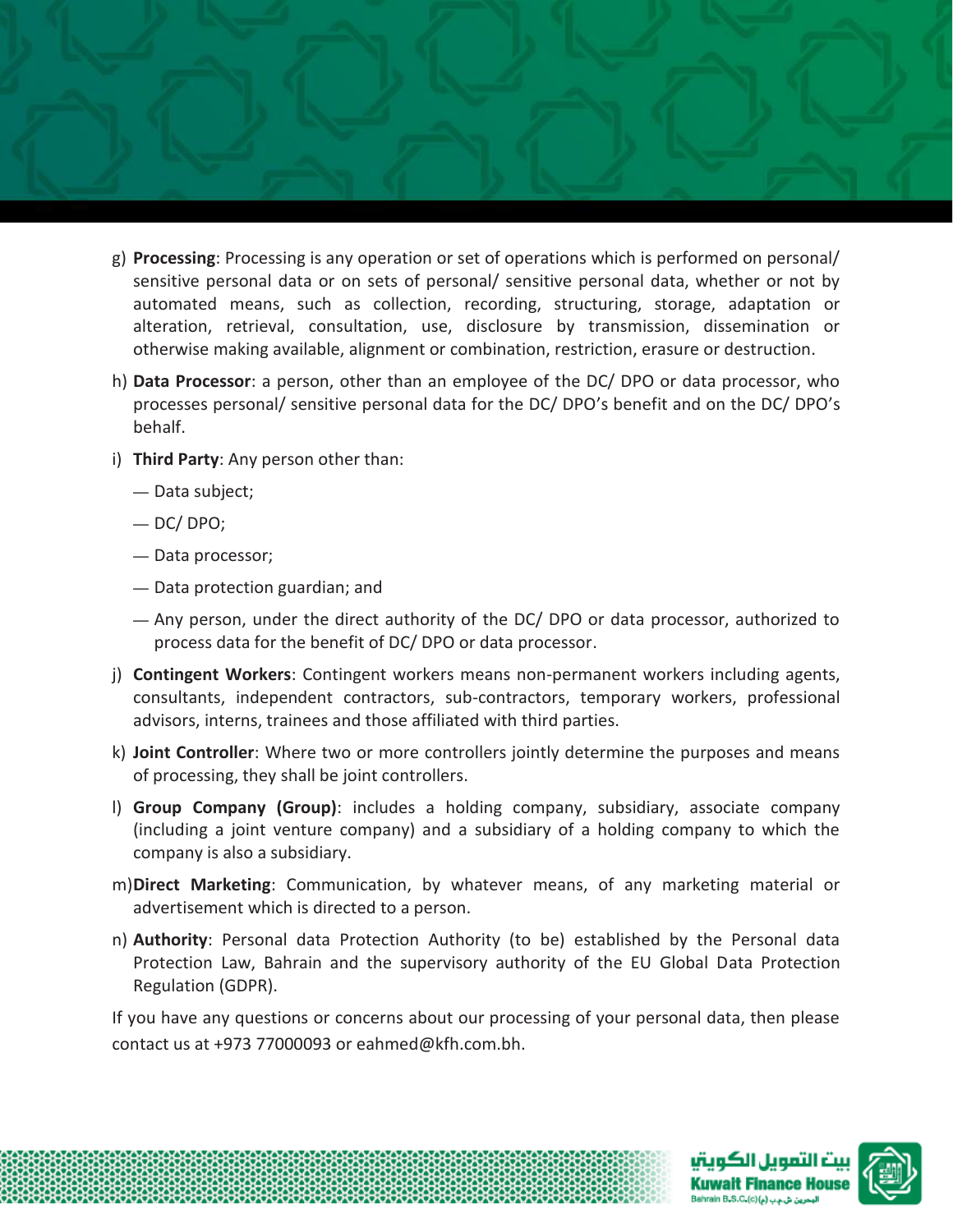g) **Processing**: Processing is any operation or set of operations which is performed on personal/ sensitive personal data or on sets of personal/ sensitive personal data, whether or not by automated means, such as collection, recording, structuring, storage, adaptation or alteration, retrieval, consultation, use, disclosure by transmission, dissemination or otherwise making available, alignment or combination, restriction, erasure or destruction.

h) **Data Processor**: a person, other than an employee of the DC/ DPO or data processor, who processes personal/ sensitive personal data for the DC/ DPO's benefit and on the DC/ DPO's behalf.

i) **Third Party**: Any person other than:

   — Data subject;

   — DC/ DPO;

   — Data processor;

   — Data protection guardian; and

   — Any person, under the direct authority of the DC/ DPO or data processor, authorized to process data for the benefit of DC/ DPO or data processor.

j) **Contingent Workers**: Contingent workers means non-permanent workers including agents, consultants, independent contractors, sub-contractors, temporary workers, professional advisors, interns, trainees and those affiliated with third parties.

k) **Joint Controller**: Where two or more controllers jointly determine the purposes and means of processing, they shall be joint controllers.

l) **Group Company (Group)**: includes a holding company, subsidiary, associate company (including a joint venture company) and a subsidiary of a holding company to which the company is also a subsidiary.

m) **Direct Marketing**: Communication, by whatever means, of any marketing material or advertisement which is directed to a person.

n) **Authority**: Personal data Protection Authority (to be) established by the Personal data Protection Law, Bahrain and the supervisory authority of the EU Global Data Protection Regulation (GDPR).

If you have any questions or concerns about our processing of your personal data, then please contact us at +973 77000093 or eahmed@kfh.com.bh.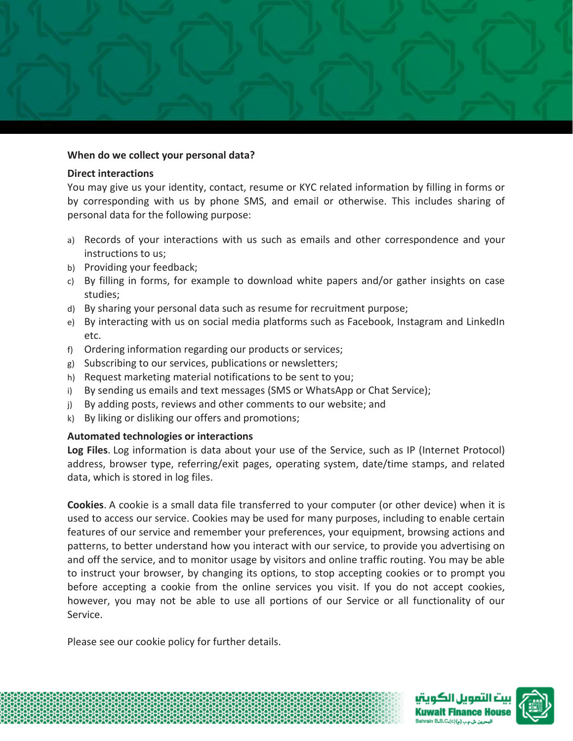**When do we collect your personal data?**

**Direct interactions**

You may give us your identity, contact, resume or KYC related information by filling in forms or by corresponding with us by phone SMS, and email or otherwise. This includes sharing of personal data for the following purpose:

a) Records of your interactions with us such as emails and other correspondence and your instructions to us;
b) Providing your feedback;
c) By filling in forms, for example to download white papers and/or gather insights on case studies;
d) By sharing your personal data such as resume for recruitment purpose;
e) By interacting with us on social media platforms such as Facebook, Instagram and LinkedIn etc.
f) Ordering information regarding our products or services;
g) Subscribing to our services, publications or newsletters;
h) Request marketing material notifications to be sent to you;
i) By sending us emails and text messages (SMS or WhatsApp or Chat Service);
j) By adding posts, reviews and other comments to our website; and
k) By liking or disliking our offers and promotions;

**Automated technologies or interactions**

**Log Files**. Log information is data about your use of the Service, such as IP (Internet Protocol) address, browser type, referring/exit pages, operating system, date/time stamps, and related data, which is stored in log files.

**Cookies**. A cookie is a small data file transferred to your computer (or other device) when it is used to access our service. Cookies may be used for many purposes, including to enable certain features of our service and remember your preferences, your equipment, browsing actions and patterns, to better understand how you interact with our service, to provide you advertising on and off the service, and to monitor usage by visitors and online traffic routing. You may be able to instruct your browser, by changing its options, to stop accepting cookies or to prompt you before accepting a cookie from the online services you visit. If you do not accept cookies, however, you may not be able to use all portions of our Service or all functionality of our Service.

Please see our cookie policy for further details.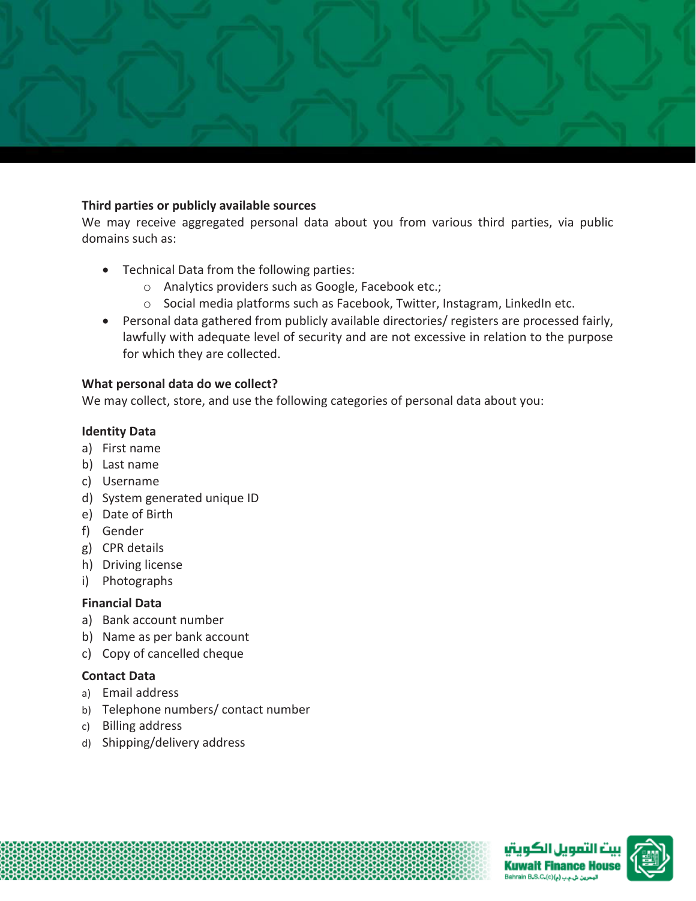**Third parties or publicly available sources**

We may receive aggregated personal data about you from various third parties, via public domains such as:

- Technical Data from the following parties:
  - Analytics providers such as Google, Facebook etc.;
  - Social media platforms such as Facebook, Twitter, Instagram, LinkedIn etc.
- Personal data gathered from publicly available directories/ registers are processed fairly, lawfully with adequate level of security and are not excessive in relation to the purpose for which they are collected.

**What personal data do we collect?**

We may collect, store, and use the following categories of personal data about you:

**Identity Data**

a) First name
b) Last name
c) Username
d) System generated unique ID
e) Date of Birth
f) Gender
g) CPR details
h) Driving license
i) Photographs

**Financial Data**

a) Bank account number
b) Name as per bank account
c) Copy of cancelled cheque

**Contact Data**

a) Email address
b) Telephone numbers/ contact number
c) Billing address
d) Shipping/delivery address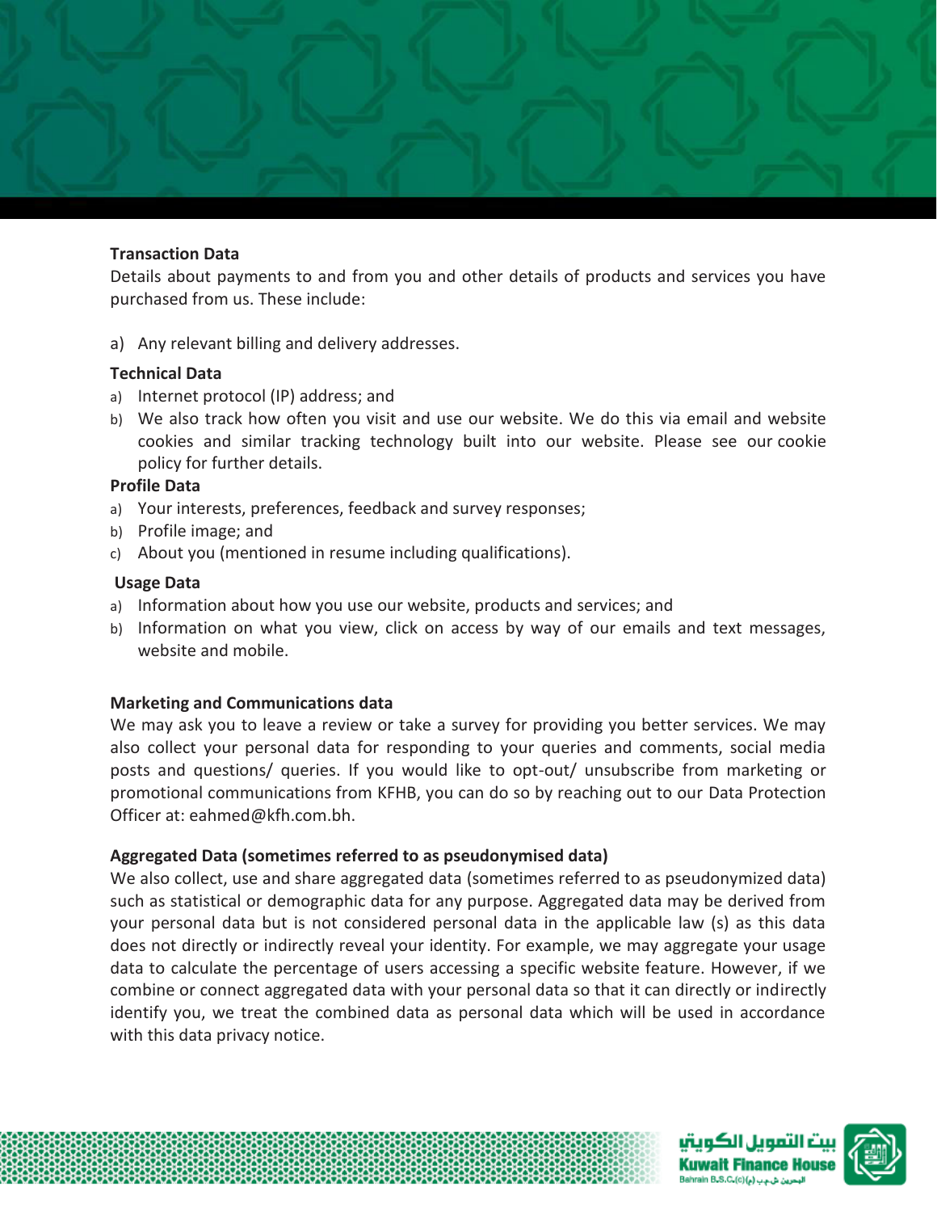**Transaction Data**

Details about payments to and from you and other details of products and services you have purchased from us. These include:

a) Any relevant billing and delivery addresses.

**Technical Data**

a) Internet protocol (IP) address; and
b) We also track how often you visit and use our website. We do this via email and website cookies and similar tracking technology built into our website. Please see our cookie policy for further details.

**Profile Data**

a) Your interests, preferences, feedback and survey responses;
b) Profile image; and
c) About you (mentioned in resume including qualifications).

**Usage Data**

a) Information about how you use our website, products and services; and
b) Information on what you view, click on access by way of our emails and text messages, website and mobile.

**Marketing and Communications data**

We may ask you to leave a review or take a survey for providing you better services. We may also collect your personal data for responding to your queries and comments, social media posts and questions/ queries. If you would like to opt-out/ unsubscribe from marketing or promotional communications from KFHB, you can do so by reaching out to our Data Protection Officer at: eahmed@kfh.com.bh.

**Aggregated Data (sometimes referred to as pseudonymised data)**

We also collect, use and share aggregated data (sometimes referred to as pseudonymized data) such as statistical or demographic data for any purpose. Aggregated data may be derived from your personal data but is not considered personal data in the applicable law (s) as this data does not directly or indirectly reveal your identity. For example, we may aggregate your usage data to calculate the percentage of users accessing a specific website feature. However, if we combine or connect aggregated data with your personal data so that it can directly or indirectly identify you, we treat the combined data as personal data which will be used in accordance with this data privacy notice.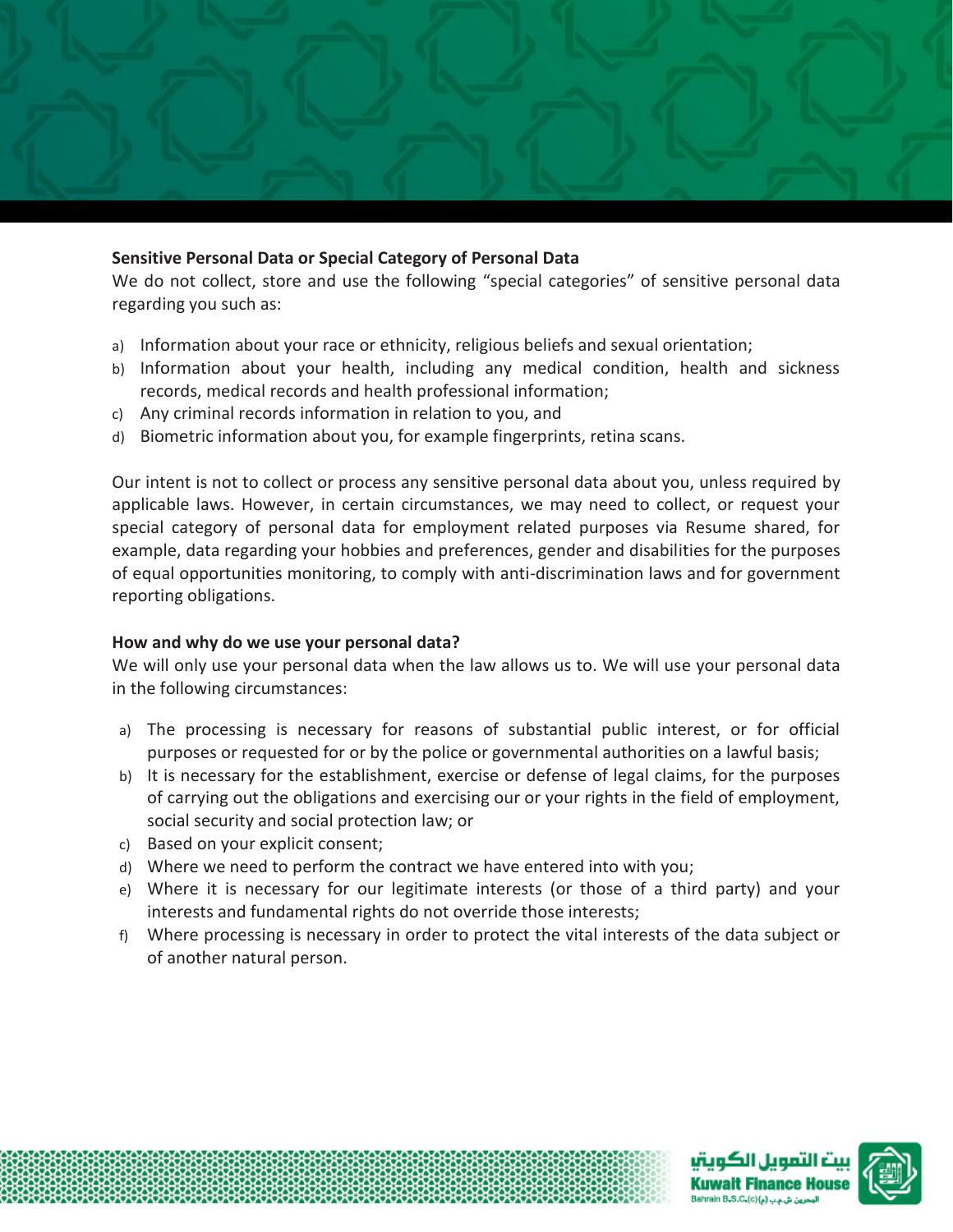**Sensitive Personal Data or Special Category of Personal Data**

We do not collect, store and use the following "special categories" of sensitive personal data regarding you such as:

a) Information about your race or ethnicity, religious beliefs and sexual orientation;
b) Information about your health, including any medical condition, health and sickness records, medical records and health professional information;
c) Any criminal records information in relation to you, and
d) Biometric information about you, for example fingerprints, retina scans.

Our intent is not to collect or process any sensitive personal data about you, unless required by applicable laws. However, in certain circumstances, we may need to collect, or request your special category of personal data for employment related purposes via Resume shared, for example, data regarding your hobbies and preferences, gender and disabilities for the purposes of equal opportunities monitoring, to comply with anti-discrimination laws and for government reporting obligations.

**How and why do we use your personal data?**

We will only use your personal data when the law allows us to. We will use your personal data in the following circumstances:

a) The processing is necessary for reasons of substantial public interest, or for official purposes or requested for or by the police or governmental authorities on a lawful basis;
b) It is necessary for the establishment, exercise or defense of legal claims, for the purposes of carrying out the obligations and exercising our or your rights in the field of employment, social security and social protection law; or
c) Based on your explicit consent;
d) Where we need to perform the contract we have entered into with you;
e) Where it is necessary for our legitimate interests (or those of a third party) and your interests and fundamental rights do not override those interests;
f) Where processing is necessary in order to protect the vital interests of the data subject or of another natural person.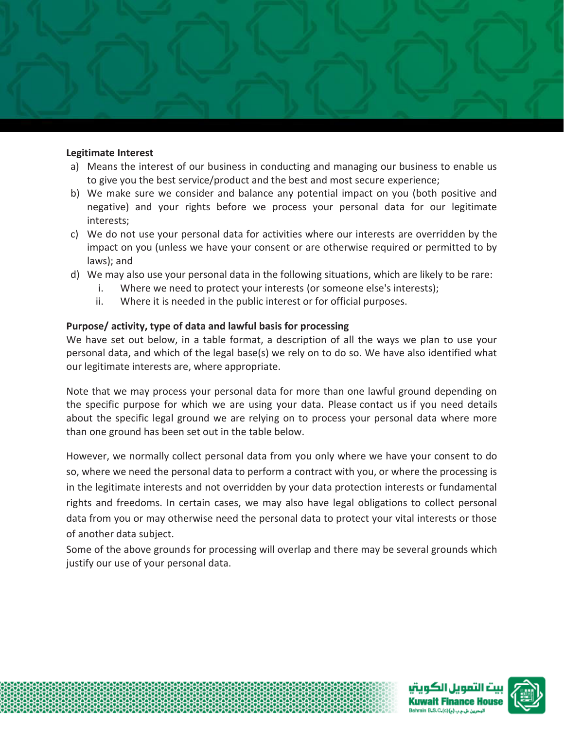**Legitimate Interest**

a) Means the interest of our business in conducting and managing our business to enable us to give you the best service/product and the best and most secure experience;
b) We make sure we consider and balance any potential impact on you (both positive and negative) and your rights before we process your personal data for our legitimate interests;
c) We do not use your personal data for activities where our interests are overridden by the impact on you (unless we have your consent or are otherwise required or permitted to by laws); and
d) We may also use your personal data in the following situations, which are likely to be rare:
    i. Where we need to protect your interests (or someone else's interests);
    ii. Where it is needed in the public interest or for official purposes.

**Purpose/ activity, type of data and lawful basis for processing**

We have set out below, in a table format, a description of all the ways we plan to use your personal data, and which of the legal base(s) we rely on to do so. We have also identified what our legitimate interests are, where appropriate.

Note that we may process your personal data for more than one lawful ground depending on the specific purpose for which we are using your data. Please contact us if you need details about the specific legal ground we are relying on to process your personal data where more than one ground has been set out in the table below.

However, we normally collect personal data from you only where we have your consent to do so, where we need the personal data to perform a contract with you, or where the processing is in the legitimate interests and not overridden by your data protection interests or fundamental rights and freedoms. In certain cases, we may also have legal obligations to collect personal data from you or may otherwise need the personal data to protect your vital interests or those of another data subject.

Some of the above grounds for processing will overlap and there may be several grounds which justify our use of your personal data.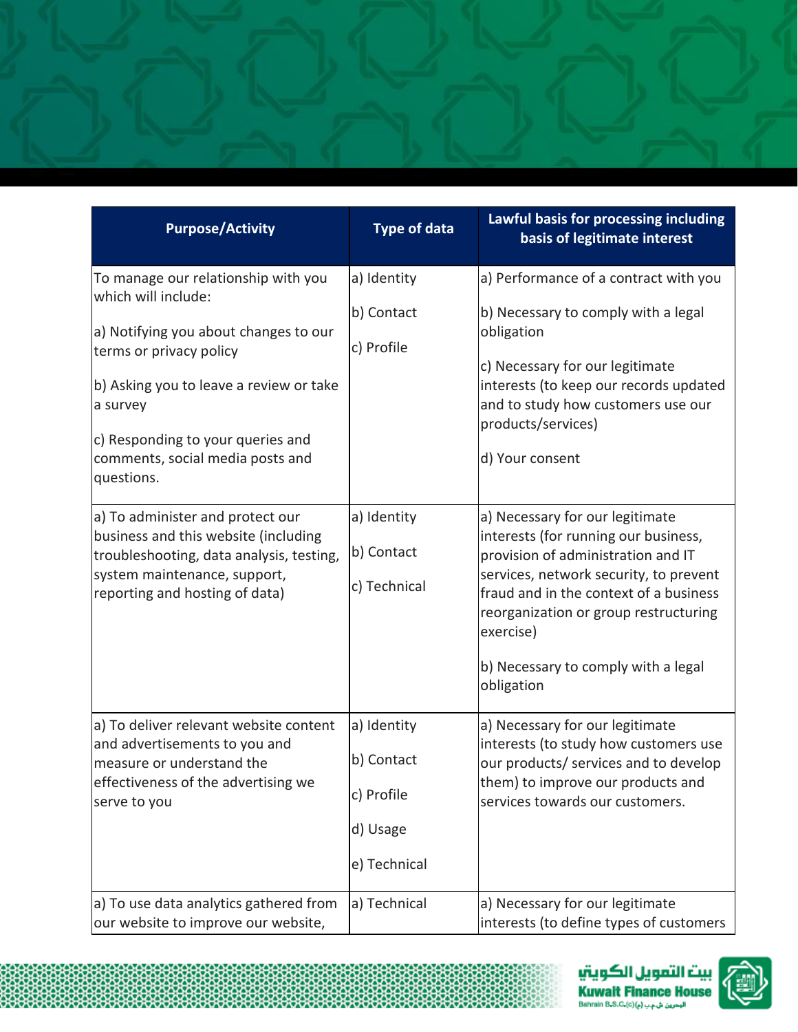| Purpose/Activity | Type of data | Lawful basis for processing including basis of legitimate interest |
|---|---|---|
| To manage our relationship with you which will include:<br><br>a) Notifying you about changes to our terms or privacy policy<br><br>b) Asking you to leave a review or take a survey<br><br>c) Responding to your queries and comments, social media posts and questions. | a) Identity<br><br>b) Contact<br><br>c) Profile | a) Performance of a contract with you<br><br>b) Necessary to comply with a legal obligation<br><br>c) Necessary for our legitimate interests (to keep our records updated and to study how customers use our products/services)<br><br>d) Your consent |
| a) To administer and protect our business and this website (including troubleshooting, data analysis, testing, system maintenance, support, reporting and hosting of data) | a) Identity<br><br>b) Contact<br><br>c) Technical | a) Necessary for our legitimate interests (for running our business, provision of administration and IT services, network security, to prevent fraud and in the context of a business reorganization or group restructuring exercise)<br><br>b) Necessary to comply with a legal obligation |
| a) To deliver relevant website content and advertisements to you and measure or understand the effectiveness of the advertising we serve to you | a) Identity<br><br>b) Contact<br><br>c) Profile<br><br>d) Usage<br><br>e) Technical | a) Necessary for our legitimate interests (to study how customers use our products/ services and to develop them) to improve our products and services towards our customers. |
| a) To use data analytics gathered from our website to improve our website, | a) Technical | a) Necessary for our legitimate interests (to define types of customers |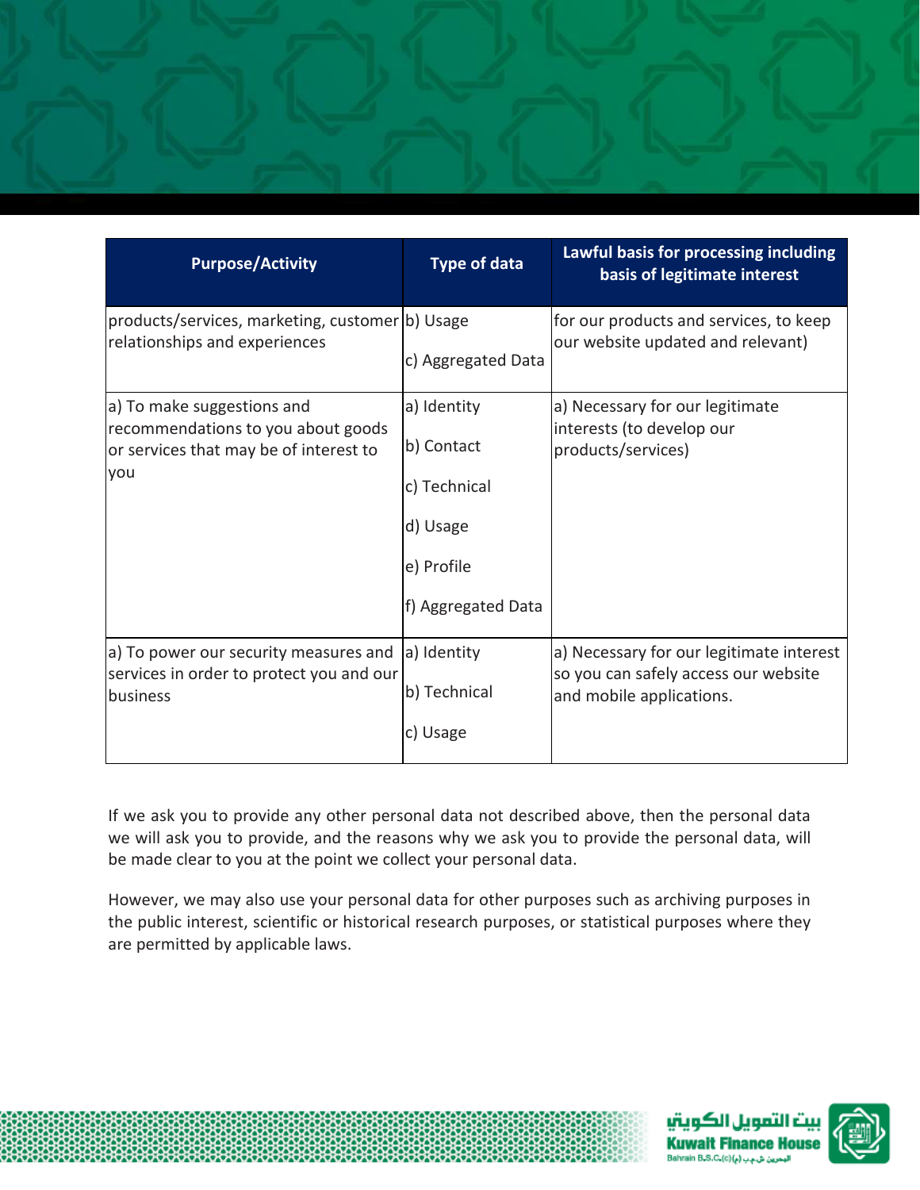| Purpose/Activity | Type of data | Lawful basis for processing including basis of legitimate interest |
|---|---|---|
| products/services, marketing, customer relationships and experiences | b) Usage<br>c) Aggregated Data | for our products and services, to keep our website updated and relevant) |
| a) To make suggestions and recommendations to you about goods or services that may be of interest to you | a) Identity<br>b) Contact<br>c) Technical<br>d) Usage<br>e) Profile<br>f) Aggregated Data | a) Necessary for our legitimate interests (to develop our products/services) |
| a) To power our security measures and services in order to protect you and our business | a) Identity<br>b) Technical<br>c) Usage | a) Necessary for our legitimate interest so you can safely access our website and mobile applications. |

If we ask you to provide any other personal data not described above, then the personal data we will ask you to provide, and the reasons why we ask you to provide the personal data, will be made clear to you at the point we collect your personal data.

However, we may also use your personal data for other purposes such as archiving purposes in the public interest, scientific or historical research purposes, or statistical purposes where they are permitted by applicable laws.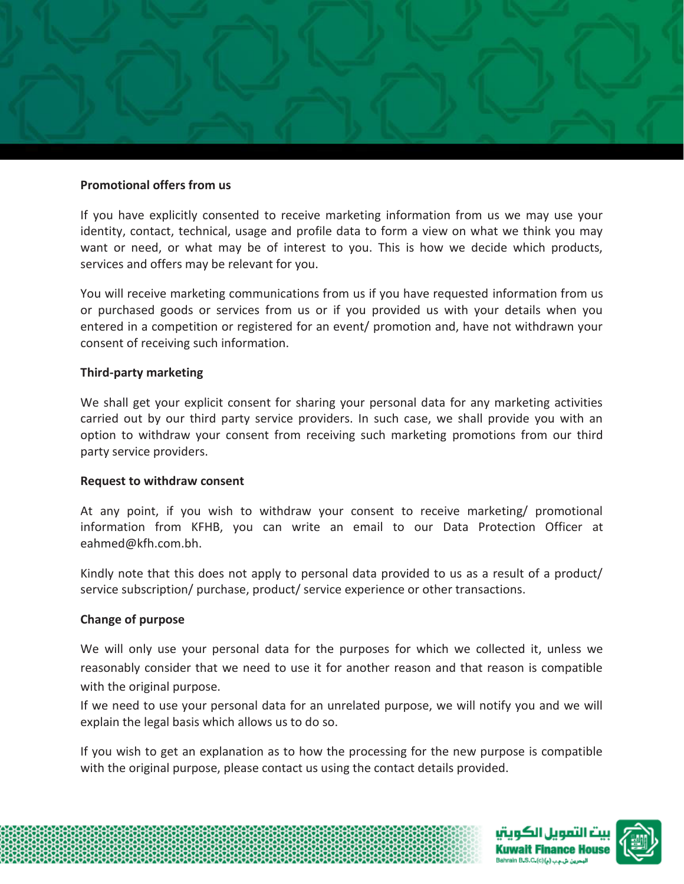**Promotional offers from us**

If you have explicitly consented to receive marketing information from us we may use your identity, contact, technical, usage and profile data to form a view on what we think you may want or need, or what may be of interest to you. This is how we decide which products, services and offers may be relevant for you.

You will receive marketing communications from us if you have requested information from us or purchased goods or services from us or if you provided us with your details when you entered in a competition or registered for an event/ promotion and, have not withdrawn your consent of receiving such information.

**Third-party marketing**

We shall get your explicit consent for sharing your personal data for any marketing activities carried out by our third party service providers. In such case, we shall provide you with an option to withdraw your consent from receiving such marketing promotions from our third party service providers.

**Request to withdraw consent**

At any point, if you wish to withdraw your consent to receive marketing/ promotional information from KFHB, you can write an email to our Data Protection Officer at eahmed@kfh.com.bh.

Kindly note that this does not apply to personal data provided to us as a result of a product/ service subscription/ purchase, product/ service experience or other transactions.

**Change of purpose**

We will only use your personal data for the purposes for which we collected it, unless we reasonably consider that we need to use it for another reason and that reason is compatible with the original purpose.

If we need to use your personal data for an unrelated purpose, we will notify you and we will explain the legal basis which allows us to do so.

If you wish to get an explanation as to how the processing for the new purpose is compatible with the original purpose, please contact us using the contact details provided.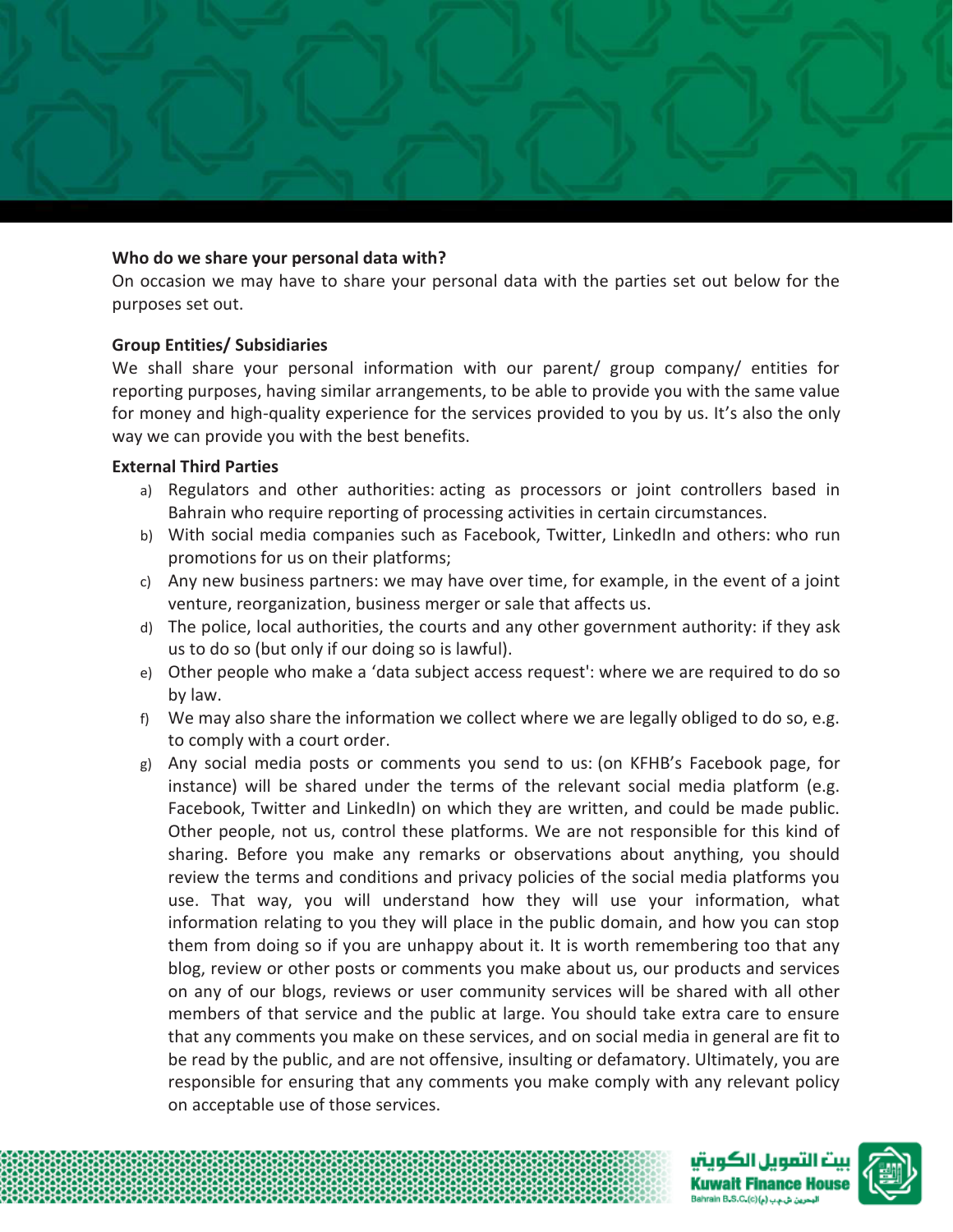**Who do we share your personal data with?**

On occasion we may have to share your personal data with the parties set out below for the purposes set out.

**Group Entities/ Subsidiaries**

We shall share your personal information with our parent/ group company/ entities for reporting purposes, having similar arrangements, to be able to provide you with the same value for money and high-quality experience for the services provided to you by us. It's also the only way we can provide you with the best benefits.

**External Third Parties**

a) Regulators and other authorities: acting as processors or joint controllers based in Bahrain who require reporting of processing activities in certain circumstances.
b) With social media companies such as Facebook, Twitter, LinkedIn and others: who run promotions for us on their platforms;
c) Any new business partners: we may have over time, for example, in the event of a joint venture, reorganization, business merger or sale that affects us.
d) The police, local authorities, the courts and any other government authority: if they ask us to do so (but only if our doing so is lawful).
e) Other people who make a 'data subject access request': where we are required to do so by law.
f) We may also share the information we collect where we are legally obliged to do so, e.g. to comply with a court order.
g) Any social media posts or comments you send to us: (on KFHB's Facebook page, for instance) will be shared under the terms of the relevant social media platform (e.g. Facebook, Twitter and LinkedIn) on which they are written, and could be made public. Other people, not us, control these platforms. We are not responsible for this kind of sharing. Before you make any remarks or observations about anything, you should review the terms and conditions and privacy policies of the social media platforms you use. That way, you will understand how they will use your information, what information relating to you they will place in the public domain, and how you can stop them from doing so if you are unhappy about it. It is worth remembering too that any blog, review or other posts or comments you make about us, our products and services on any of our blogs, reviews or user community services will be shared with all other members of that service and the public at large. You should take extra care to ensure that any comments you make on these services, and on social media in general are fit to be read by the public, and are not offensive, insulting or defamatory. Ultimately, you are responsible for ensuring that any comments you make comply with any relevant policy on acceptable use of those services.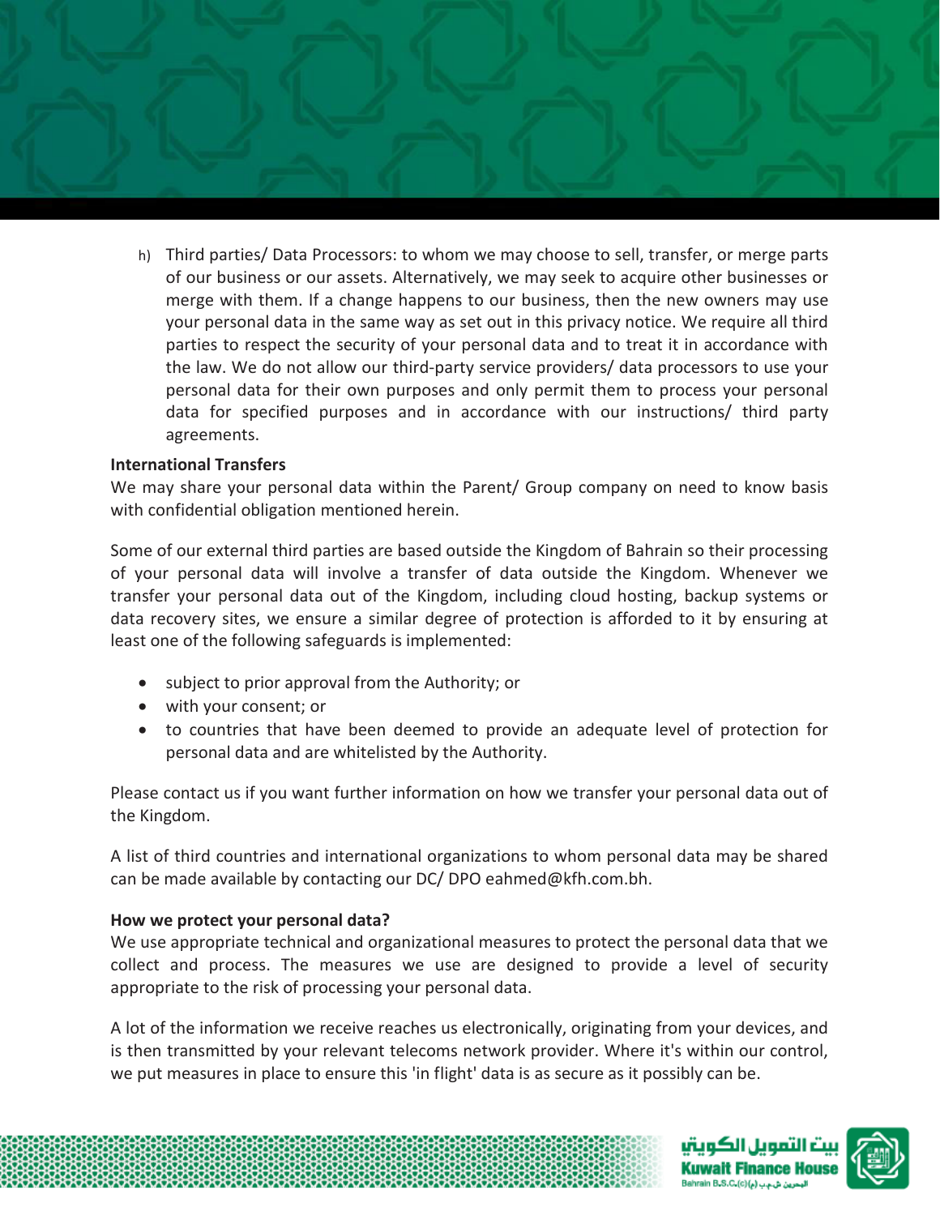h) Third parties/ Data Processors: to whom we may choose to sell, transfer, or merge parts of our business or our assets. Alternatively, we may seek to acquire other businesses or merge with them. If a change happens to our business, then the new owners may use your personal data in the same way as set out in this privacy notice. We require all third parties to respect the security of your personal data and to treat it in accordance with the law. We do not allow our third-party service providers/ data processors to use your personal data for their own purposes and only permit them to process your personal data for specified purposes and in accordance with our instructions/ third party agreements.

**International Transfers**

We may share your personal data within the Parent/ Group company on need to know basis with confidential obligation mentioned herein.

Some of our external third parties are based outside the Kingdom of Bahrain so their processing of your personal data will involve a transfer of data outside the Kingdom. Whenever we transfer your personal data out of the Kingdom, including cloud hosting, backup systems or data recovery sites, we ensure a similar degree of protection is afforded to it by ensuring at least one of the following safeguards is implemented:

- subject to prior approval from the Authority; or
- with your consent; or
- to countries that have been deemed to provide an adequate level of protection for personal data and are whitelisted by the Authority.

Please contact us if you want further information on how we transfer your personal data out of the Kingdom.

A list of third countries and international organizations to whom personal data may be shared can be made available by contacting our DC/ DPO eahmed@kfh.com.bh.

**How we protect your personal data?**

We use appropriate technical and organizational measures to protect the personal data that we collect and process. The measures we use are designed to provide a level of security appropriate to the risk of processing your personal data.

A lot of the information we receive reaches us electronically, originating from your devices, and is then transmitted by your relevant telecoms network provider. Where it's within our control, we put measures in place to ensure this 'in flight' data is as secure as it possibly can be.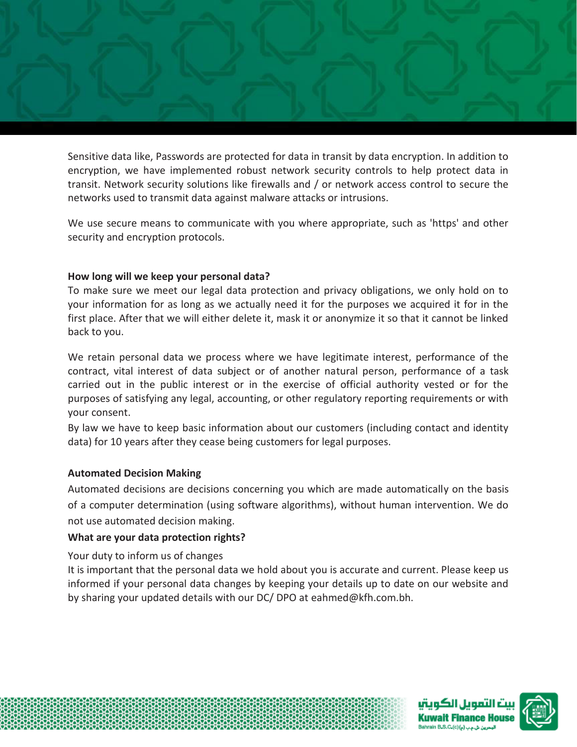Sensitive data like, Passwords are protected for data in transit by data encryption. In addition to encryption, we have implemented robust network security controls to help protect data in transit. Network security solutions like firewalls and / or network access control to secure the networks used to transmit data against malware attacks or intrusions.

We use secure means to communicate with you where appropriate, such as 'https' and other security and encryption protocols.

**How long will we keep your personal data?**

To make sure we meet our legal data protection and privacy obligations, we only hold on to your information for as long as we actually need it for the purposes we acquired it for in the first place. After that we will either delete it, mask it or anonymize it so that it cannot be linked back to you.

We retain personal data we process where we have legitimate interest, performance of the contract, vital interest of data subject or of another natural person, performance of a task carried out in the public interest or in the exercise of official authority vested or for the purposes of satisfying any legal, accounting, or other regulatory reporting requirements or with your consent.

By law we have to keep basic information about our customers (including contact and identity data) for 10 years after they cease being customers for legal purposes.

**Automated Decision Making**

Automated decisions are decisions concerning you which are made automatically on the basis of a computer determination (using software algorithms), without human intervention. We do not use automated decision making.

**What are your data protection rights?**

Your duty to inform us of changes

It is important that the personal data we hold about you is accurate and current. Please keep us informed if your personal data changes by keeping your details up to date on our website and by sharing your updated details with our DC/ DPO at eahmed@kfh.com.bh.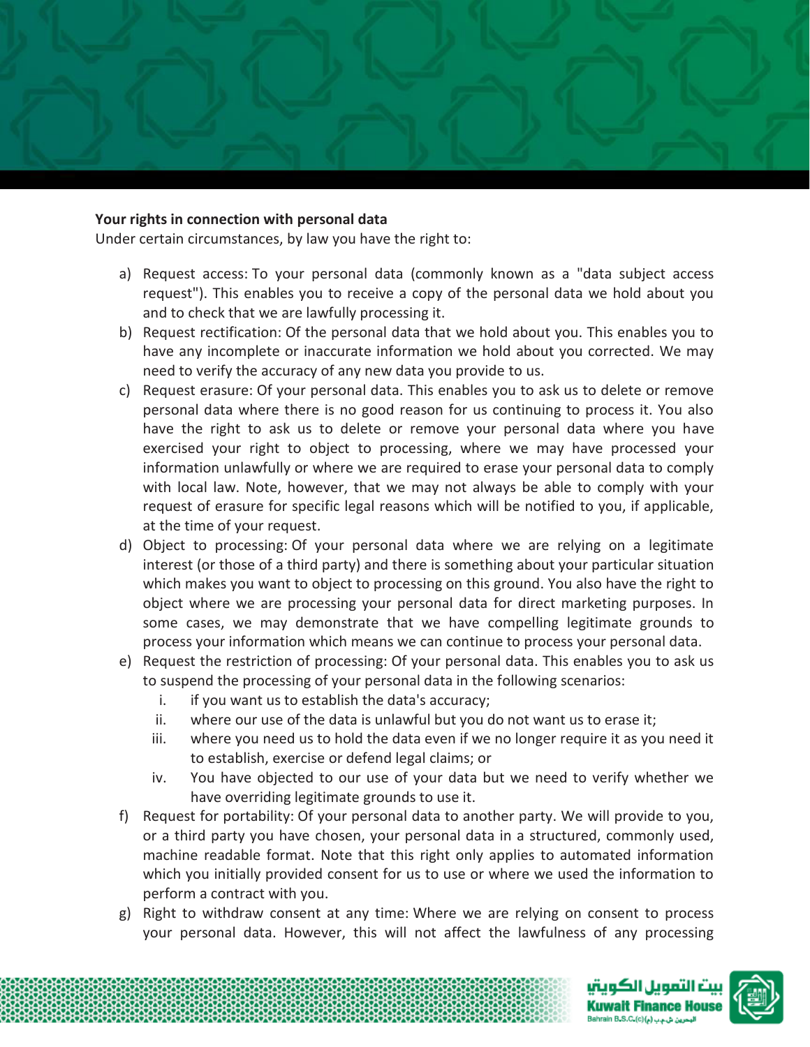**Your rights in connection with personal data**

Under certain circumstances, by law you have the right to:

a) Request access: To your personal data (commonly known as a "data subject access request"). This enables you to receive a copy of the personal data we hold about you and to check that we are lawfully processing it.
b) Request rectification: Of the personal data that we hold about you. This enables you to have any incomplete or inaccurate information we hold about you corrected. We may need to verify the accuracy of any new data you provide to us.
c) Request erasure: Of your personal data. This enables you to ask us to delete or remove personal data where there is no good reason for us continuing to process it. You also have the right to ask us to delete or remove your personal data where you have exercised your right to object to processing, where we may have processed your information unlawfully or where we are required to erase your personal data to comply with local law. Note, however, that we may not always be able to comply with your request of erasure for specific legal reasons which will be notified to you, if applicable, at the time of your request.
d) Object to processing: Of your personal data where we are relying on a legitimate interest (or those of a third party) and there is something about your particular situation which makes you want to object to processing on this ground. You also have the right to object where we are processing your personal data for direct marketing purposes. In some cases, we may demonstrate that we have compelling legitimate grounds to process your information which means we can continue to process your personal data.
e) Request the restriction of processing: Of your personal data. This enables you to ask us to suspend the processing of your personal data in the following scenarios:
   i. if you want us to establish the data's accuracy;
   ii. where our use of the data is unlawful but you do not want us to erase it;
   iii. where you need us to hold the data even if we no longer require it as you need it to establish, exercise or defend legal claims; or
   iv. You have objected to our use of your data but we need to verify whether we have overriding legitimate grounds to use it.
f) Request for portability: Of your personal data to another party. We will provide to you, or a third party you have chosen, your personal data in a structured, commonly used, machine readable format. Note that this right only applies to automated information which you initially provided consent for us to use or where we used the information to perform a contract with you.
g) Right to withdraw consent at any time: Where we are relying on consent to process your personal data. However, this will not affect the lawfulness of any processing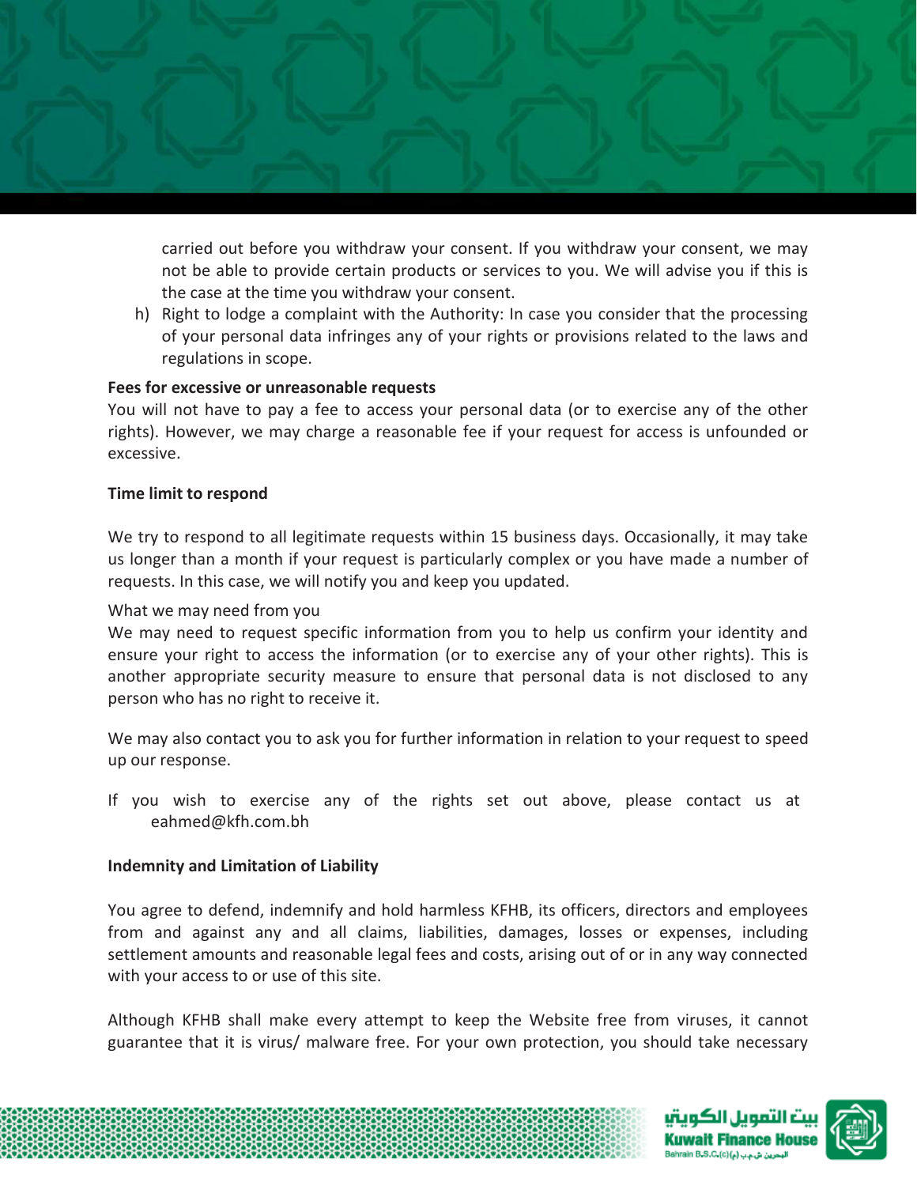carried out before you withdraw your consent. If you withdraw your consent, we may not be able to provide certain products or services to you. We will advise you if this is the case at the time you withdraw your consent.

h) Right to lodge a complaint with the Authority: In case you consider that the processing of your personal data infringes any of your rights or provisions related to the laws and regulations in scope.

**Fees for excessive or unreasonable requests**

You will not have to pay a fee to access your personal data (or to exercise any of the other rights). However, we may charge a reasonable fee if your request for access is unfounded or excessive.

**Time limit to respond**

We try to respond to all legitimate requests within 15 business days. Occasionally, it may take us longer than a month if your request is particularly complex or you have made a number of requests. In this case, we will notify you and keep you updated.

What we may need from you

We may need to request specific information from you to help us confirm your identity and ensure your right to access the information (or to exercise any of your other rights). This is another appropriate security measure to ensure that personal data is not disclosed to any person who has no right to receive it.

We may also contact you to ask you for further information in relation to your request to speed up our response.

If you wish to exercise any of the rights set out above, please contact us at eahmed@kfh.com.bh

**Indemnity and Limitation of Liability**

You agree to defend, indemnify and hold harmless KFHB, its officers, directors and employees from and against any and all claims, liabilities, damages, losses or expenses, including settlement amounts and reasonable legal fees and costs, arising out of or in any way connected with your access to or use of this site.

Although KFHB shall make every attempt to keep the Website free from viruses, it cannot guarantee that it is virus/ malware free. For your own protection, you should take necessary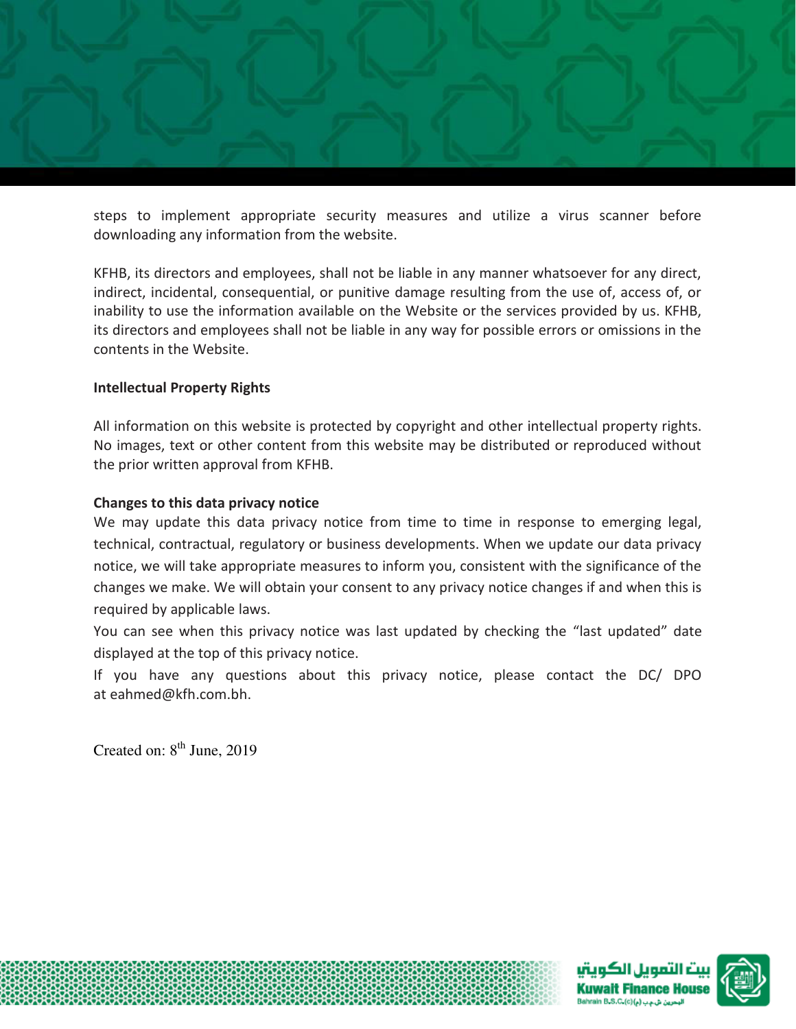steps to implement appropriate security measures and utilize a virus scanner before downloading any information from the website.

KFHB, its directors and employees, shall not be liable in any manner whatsoever for any direct, indirect, incidental, consequential, or punitive damage resulting from the use of, access of, or inability to use the information available on the Website or the services provided by us. KFHB, its directors and employees shall not be liable in any way for possible errors or omissions in the contents in the Website.

**Intellectual Property Rights**

All information on this website is protected by copyright and other intellectual property rights. No images, text or other content from this website may be distributed or reproduced without the prior written approval from KFHB.

**Changes to this data privacy notice**

We may update this data privacy notice from time to time in response to emerging legal, technical, contractual, regulatory or business developments. When we update our data privacy notice, we will take appropriate measures to inform you, consistent with the significance of the changes we make. We will obtain your consent to any privacy notice changes if and when this is required by applicable laws.

You can see when this privacy notice was last updated by checking the "last updated" date displayed at the top of this privacy notice.

If you have any questions about this privacy notice, please contact the DC/ DPO at eahmed@kfh.com.bh.

Created on: 8th June, 2019